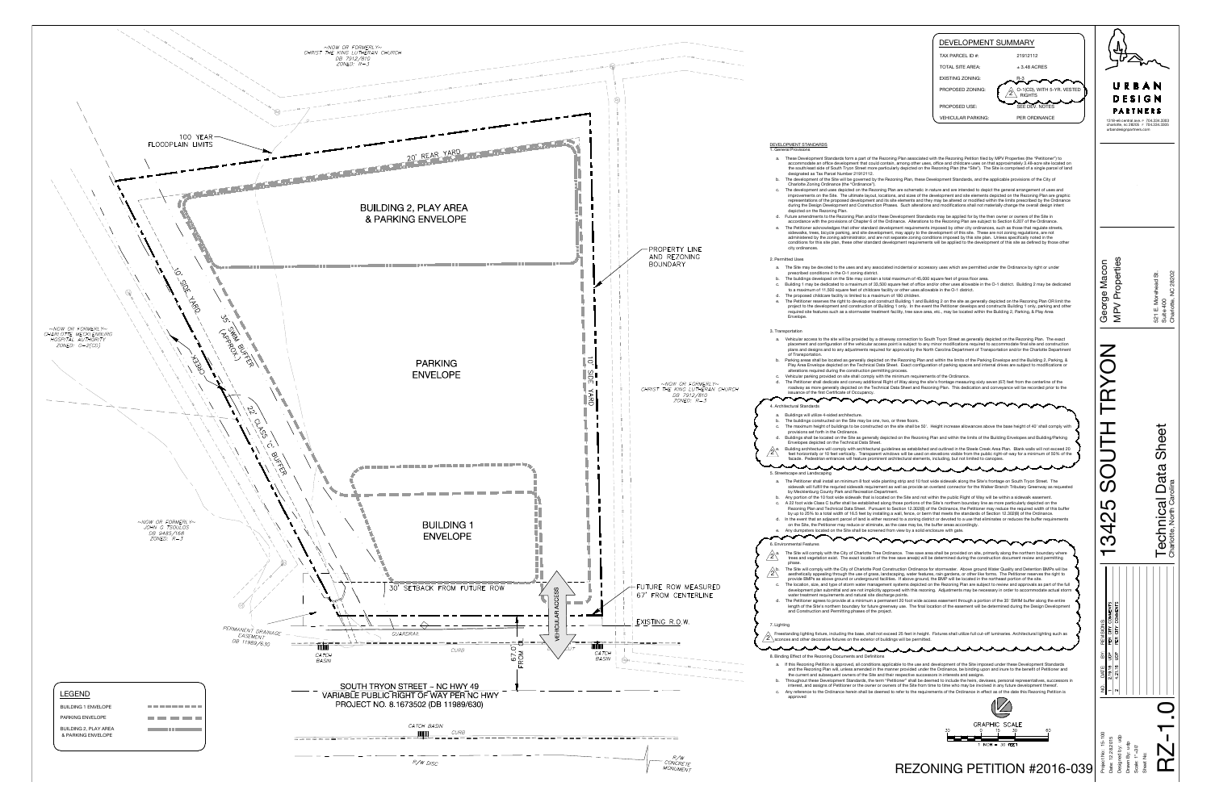## DEVELOPMENT SUMMARY

| | |
|---|---|
| TAX PARCEL ID #: | 21912112 |
| TOTAL SITE AREA: | ± 3.48 ACRES |
| EXISTING ZONING: | R-3 |
| PROPOSED ZONING: | O-1(CD) WITH 5-YR. VESTED RIGHTS |
| PROPOSED USE: | SEE DEV. NOTES |
| VEHICULAR PARKING: | PER ORDINANCE |

## DEVELOPMENT STANDARDS

### 1. General Provisions

a. These Development Standards form a part of the Rezoning Plan associated with the Rezoning Petition filed by MPV Properties (the "Petitioner") to accommodate an office development that could contain, among other uses, office and childcare uses on that approximately 3.48-acre site located on the south/east side of South Tryon Street more particularly depicted on the Rezoning Plan (the "Site"). The Site is comprised of a single parcel of land designated as Tax Parcel Number 21912112.

b. The development of the Site will be governed by the Rezoning Plan, these Development Standards, and the applicable provisions of the City of Charlotte Zoning Ordinance (the "Ordinance").

c. The development and uses depicted on the Rezoning Plan are schematic in nature and are intended to depict the general arrangement of uses and improvements on the Site. The ultimate layout, locations, and sizes of the development and site elements depicted on the Rezoning Plan are graphic representations of the proposed development and its site elements and they may be altered or modified within the limits prescribed by the Ordinance during the Design Development and Construction Phases. Such alterations and modifications shall not materially change the overall design intent depicted on the Rezoning Plan.

d. Future amendments to the Rezoning Plan and/or these Development Standards may be applied for by the then owner or owners of the Site in accordance with the provisions of Chapter 6 of the Ordinance. Alterations to the Rezoning Plan are subject to Section 6.207 of the Ordinance.

e. The Petitioner acknowledges that other standard development requirements imposed by other city ordinances, such as those that regulate streets, sidewalks, trees, bicycle parking, and site development, may apply to the development of this site. These are not zoning regulations, are not administered by the zoning administrator, and are not separate zoning conditions imposed by this site plan. Unless specifically noted in the conditions for this site plan, these other standard development requirements will be applied to the development of this site as defined by those other city ordinances.

### 2. Permitted Uses

a. The Site may be devoted to the uses and any associated incidental or accessory uses which are permitted under the Ordinance by right or under prescribed conditions in the O-1 zoning district.

b. The buildings developed on the Site may contain a total maximum of 45,000 square feet of gross floor area.

c. Building 1 may be dedicated to a maximum of 33,500 square feet of office and/or other uses allowable in the O-1 district. Building 2 may be dedicated to a maximum of 11,500 square feet of childcare facility or other uses allowable in the O-1 district.

d. The proposed childcare facility is limited to a maximum of 180 children.

e. The Petitioner reserves the right to develop and construct Building 1 and Building 2 on the site as generally depicted on the Rezoning Plan OR limit the project to the development and construction of Building 1 only. In the event the Petitioner develops and constructs Building 1 only, parking and other required site features such as a stormwater treatment facility, tree save area, etc., may be located within the Building 2, Parking, & Play Area Envelope.

### 3. Transportation

a. Vehicular access to the site will be provided by a driveway connection to South Tryon Street as generally depicted on the Rezoning Plan. The exact placement and configuration of the vehicular access point is subject to any minor modifications required to accommodate final site and construction plans and designs and to any adjustments required for approval by the North Carolina Department of Transportation and/or the Charlotte Department of Transportation.

b. Parking areas shall be located as generally depicted on the Rezoning Plan and within the limits of the Parking Envelope and the Building 2, Parking, & Play Area Envelope depicted on the Technical Data Sheet. Exact configuration of parking spaces and internal drives are subject to modifications or alterations required during the construction permitting process.

c. Vehicular parking provided on site shall comply with the minimum requirements of the Ordinance.

d. The Petitioner shall dedicate and convey additional Right of Way along the site's frontage measuring sixty seven (67) feet from the centerline of the roadway as more generally depicted on the Technical Data Sheet and Rezoning Plan. This dedication and conveyance will be recorded prior to the issuance of the first Certificate of Occupancy.

### 4. Architectural Standards

a. Buildings will utilize 4-sided architecture.

b. The buildings constructed on the Site may be one, two, or three floors.

c. The maximum height of buildings to be constructed on the site shall be 50'. Height increase allowances above the base height of 40' shall comply with provisions set forth in the Ordinance.

d. Buildings shall be located on the Site as generally depicted on the Rezoning Plan and within the limits of the Building Envelopes and Building/Parking Envelopes depicted on the Technical Data Sheet.

e. Building architecture will comply with architectural guidelines as established and outlined in the Steele Creek Area Plan. Blank walls will not exceed 20 feet horizontally or 10 feet vertically. Transparent windows will be used on elevations visible from the public right-of-way for a minimum of 50% of the facade. Pedestrian entrances will feature prominent architectural elements, including, but not limited to canopies.

### 5. Streetscape and Landscaping

a. The Petitioner shall install an minimum 8 foot wide planting strip and 10 foot wide sidewalk along the Site's frontage on South Tryon Street. The sidewalk will fulfill the required sidewalk requirement as well as provide an overland connector for the Walker Branch Tributary Greenway as requested by Mecklenburg County Park and Recreation Department.

b. Any portion of the 10 foot wide sidewalk that is located on the Site and not within the public Right of Way will be within a sidewalk easement.

c. A 22 foot wide Class C buffer shall be established along those portions of the Site's northern boundary line as more particularly depicted on the Rezoning Plan and Technical Data Sheet. Pursuant to Section 12.302(8) of the Ordinance, the Petitioner may reduce the required width of this buffer by up to 25% to a total width of 16.5 feet by installing a wall, fence, or berm that meets the standards of Section 12.302(8) of the Ordinance.

d. In the event that an adjacent parcel of land is either rezoned to a zoning district or devoted to a use that eliminates or reduces the buffer requirements on the Site, the Petitioner may reduce or eliminate, as the case may be, the buffer areas accordingly.

e. Any dumpsters located on the Site shall be screened from view by a solid enclosure with gate.

### 6. Environmental Features

a. The Site will comply with the City of Charlotte Tree Ordinance. Tree save area shall be provided on site, primarily along the northern boundary where trees and vegetation exist. The exact location of the tree save area(s) will be determined during the construction document review and permitting phase.

b. The Site will comply with the City of Charlotte Post Construction Ordinance for stormwater. Above ground Water Quality and Detention BMPs will be aesthetically appealing through the use of grass, landscaping, water features, rain gardens, or other like forms. The Petitioner reserves the right to provide BMPs as above ground or underground facilities. If above ground, the BMP will be located in the northeast portion of the site.

c. The location, size, and type of storm water management systems depicted on the Rezoning Plan are subject to review and approval as part of the full development plan submittal and are not implicitly approved with this rezoning. Adjustments may be necessary in order to accommodate actual storm water treatment requirements and natural site discharge points.

d. The Petitioner agrees to provide at a minimum a permanent 20 foot wide access easement through a portion of the 35' SWIM buffer along the entire length of the Site's northern boundary for future greenway use. The final location of the easement will be determined during the Design Development and Construction and Permitting phases of the project.

### 7. Lighting

Freestanding lighting fixtures, including the base, shall not exceed 25 feet in height. Fixtures shall utilize full cut-off luminaries. Architectural lighting such as sconces and other decorative fixtures on the exterior of buildings will be permitted.

### 8. Binding Effect of the Rezoning Documents and Definitions

a. If this Rezoning Petition is approved, all conditions applicable to the use and development of the Site imposed under these Development Standards and the Rezoning Plan will, unless amended in the manner provided under the Ordinance, be binding upon and inure to the benefit of Petitioner and the current and subsequent owners of the Site and their respective successors in interests and assigns.

b. Throughout these Development Standards, the term "Petitioner" shall be deemed to include the heirs, devisees, personal representatives, successors in interest, and assigns of Petitioner or the owner or owners of the Site from time to time who may be involved in any future development thereof.

c. Any reference to the Ordinance herein shall be deemed to refer to the requirements of the Ordinance in effect as of the date this Rezoning Petition is approved

## LEGEND

- BUILDING 1 ENVELOPE
- PARKING ENVELOPE
- BUILDING 2, PLAY AREA & PARKING ENVELOPE

GRAPHIC SCALE: 1 INCH = 30 FEET

# REZONING PETITION #2016-039

**URBAN DESIGN PARTNERS**
1318-e6 central ave. p 704.334.3303
charlotte, nc 28205 f 704.334.3305
urbandesignpartners.com

George Macon
MPV Properties
521 E. Morehead St.
Suite 400
Charlotte, NC 28202

# 13425 SOUTH TRYON

## Technical Data Sheet
Charlotte, North Carolina

| NO. | DATE | BY | REVISIONS |
|---|---|---|---|
| 1 | 2.19.16 | UDP | PER CITY COMMENTS |
| 2 | 4.11.16 | UDP | PER CITY COMMENTS |

Project No.: 15-100
Date: 12.23.2015
Designed by: UDP
Drawn By: UDP
Scale: 1"=30'
Sheet No.:

# RZ-1.0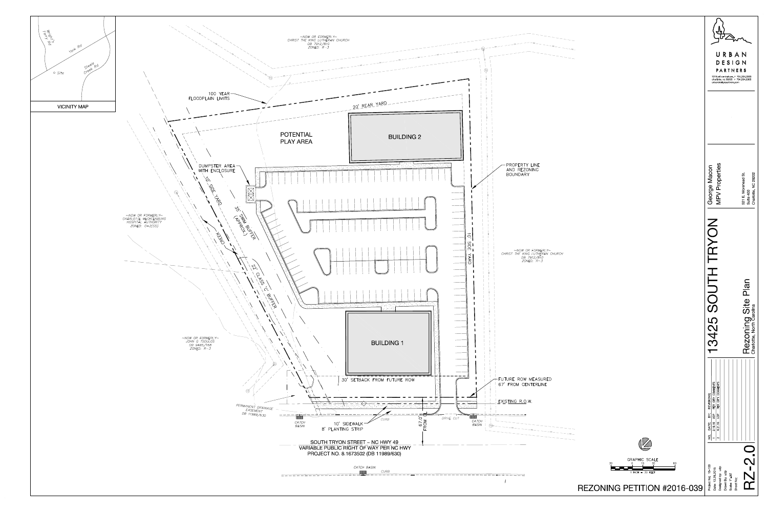VICINITY MAP

Wright's Ferry Rd

York Rd

Site

Steele Creek Rd

~NOW OR FORMERLY~
CHRIST THE KING LUTHERAN CHURCH
DB 7912/810
ZONED: R-3

100 YEAR FLOODPLAIN LIMITS

20' REAR YARD

POTENTIAL PLAY AREA

BUILDING 2

DUMPSTER AREA WITH ENCLOSURE

10' SIDE YARD

35' SWIM BUFFER (APPROX.)

CREEK

22' CLASS 'C' BUFFER

~NOW OR FORMERLY~
CHARLOTTE MECKLENBURG HOSPITAL AUTHORITY
ZONED: O-2(CD)

PROPERTY LINE AND REZONING BOUNDARY

10' SIDE YARD

~NOW OR FORMERLY~
CHRIST THE KING LUTHERAN CHURCH
DB 7912/810
ZONED: R-3

~NOW OR FORMERLY~
JOHN G TSOULOS
DB 9485/158
ZONED: R-3

BUILDING 1

30' SETBACK FROM FUTURE ROW

FUTURE ROW MEASURED 67' FROM CENTERLINE

EXISTING R.O.W.

PERMANENT DRAINAGE EASEMENT
DB 11989/630

CATCH BASIN

CURB

DRIVE CUT

CATCH BASIN

10' SIDEWALK
8' PLANTING STRIP

67.0' FROM CL

SOUTH TRYON STREET ~ NC HWY 49
VARIABLE PUBLIC RIGHT OF WAY PER NC HWY
PROJECT NO. 8.1673502 (DB 11989/630)

CATCH BASIN

CURB

GRAPHIC SCALE
30 0 15 30 60
1 INCH = 30 FEET

REZONING PETITION #2016-039

URBAN DESIGN PARTNERS

George Macon
MPV Properties
521 E. Morehead St.
Suite 400
Charlotte, NC 28202

13425 SOUTH TRYON

Rezoning Site Plan
Charlotte, North Carolina

| NO. | DATE: | BY: | REVISIONS: |
|---|---|---|---|
| 1 | 2.19.16 | UDP | PER CITY COMMENTS |
| 2 | 4.27.16 | UDP | PER CITY COMMENTS |

Project No: 15-100
Date: 12.28.2015
Designed by: udp
Drawn By: udp
Scale: 1"=30'
Sheet No:

RZ-2.0